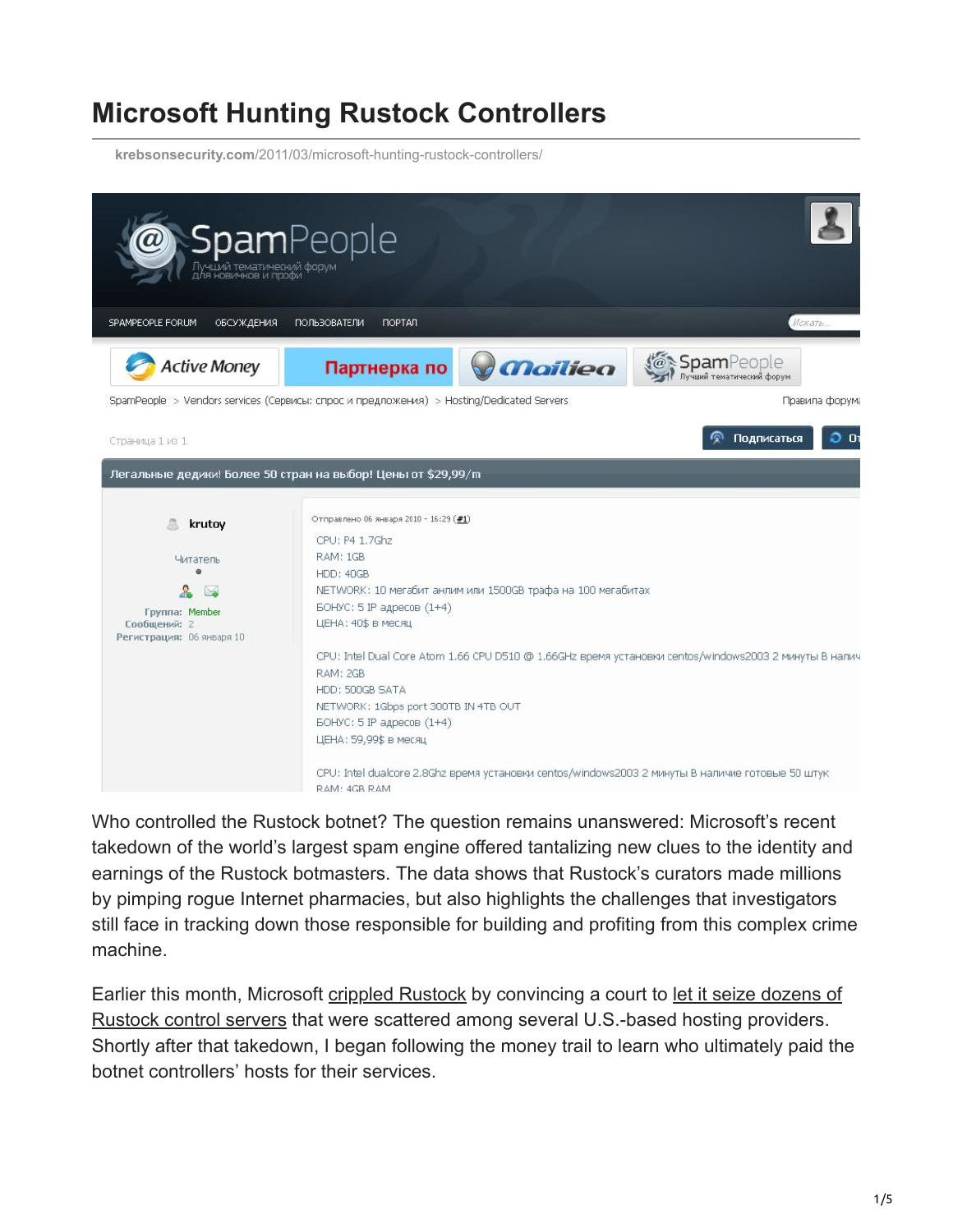# Microsoft Hunting Rustock Controllers

krebsonsecurity.com/2011/03/microsoft-hunting-rustock-controllers/

Who controlled the Rustock botnet? The question remains unanswered: Microsoft's recent takedown of the world's largest spam engine offered tantalizing new clues to the identity and earnings of the Rustock botmasters. The data shows that Rustock's curators made millions by pimping rogue Internet pharmacies, but also highlights the challenges that investigators still face in tracking down those responsible for building and profiting from this complex crime machine.

Earlier this month, Microsoft crippled Rustock by convincing a court to let it seize dozens of Rustock control servers that were scattered among several U.S.-based hosting providers. Shortly after that takedown, I began following the money trail to learn who ultimately paid the botnet controllers' hosts for their services.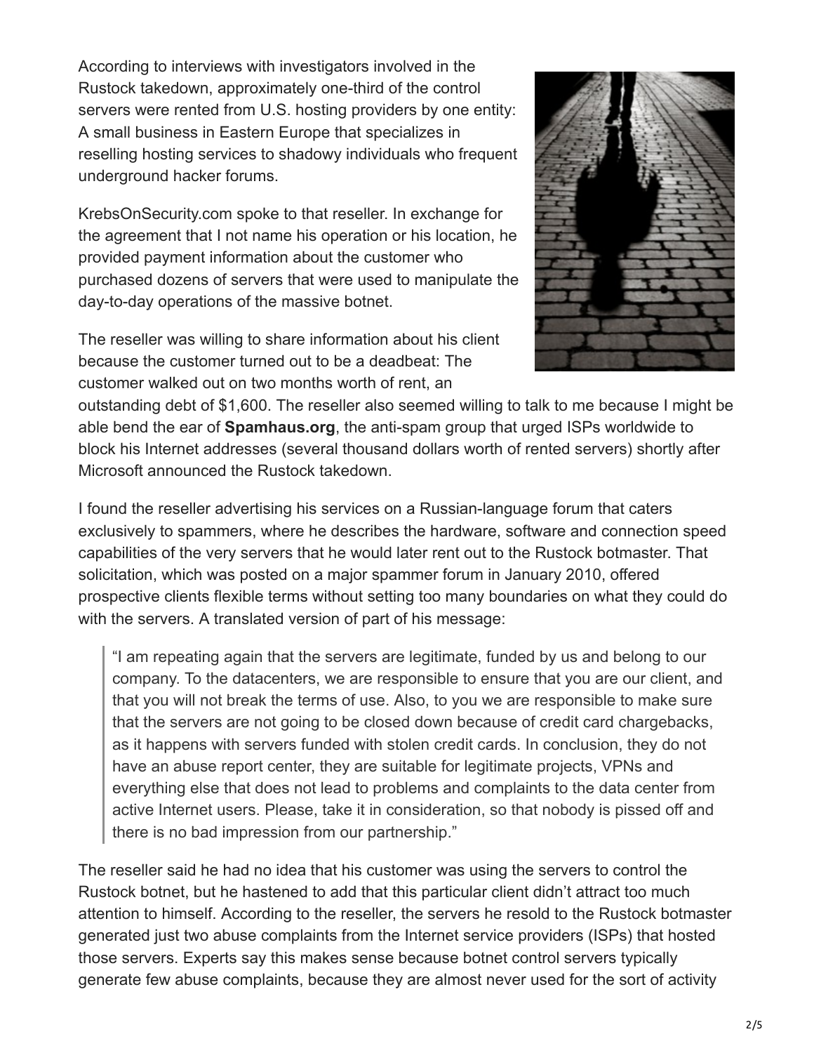According to interviews with investigators involved in the Rustock takedown, approximately one-third of the control servers were rented from U.S. hosting providers by one entity: A small business in Eastern Europe that specializes in reselling hosting services to shadowy individuals who frequent underground hacker forums.

KrebsOnSecurity.com spoke to that reseller. In exchange for the agreement that I not name his operation or his location, he provided payment information about the customer who purchased dozens of servers that were used to manipulate the day-to-day operations of the massive botnet.

The reseller was willing to share information about his client because the customer turned out to be a deadbeat: The customer walked out on two months worth of rent, an outstanding debt of $1,600. The reseller also seemed willing to talk to me because I might be able bend the ear of **Spamhaus.org**, the anti-spam group that urged ISPs worldwide to block his Internet addresses (several thousand dollars worth of rented servers) shortly after Microsoft announced the Rustock takedown.

I found the reseller advertising his services on a Russian-language forum that caters exclusively to spammers, where he describes the hardware, software and connection speed capabilities of the very servers that he would later rent out to the Rustock botmaster. That solicitation, which was posted on a major spammer forum in January 2010, offered prospective clients flexible terms without setting too many boundaries on what they could do with the servers. A translated version of part of his message:

> "I am repeating again that the servers are legitimate, funded by us and belong to our company. To the datacenters, we are responsible to ensure that you are our client, and that you will not break the terms of use. Also, to you we are responsible to make sure that the servers are not going to be closed down because of credit card chargebacks, as it happens with servers funded with stolen credit cards. In conclusion, they do not have an abuse report center, they are suitable for legitimate projects, VPNs and everything else that does not lead to problems and complaints to the data center from active Internet users. Please, take it in consideration, so that nobody is pissed off and there is no bad impression from our partnership."

The reseller said he had no idea that his customer was using the servers to control the Rustock botnet, but he hastened to add that this particular client didn't attract too much attention to himself. According to the reseller, the servers he resold to the Rustock botmaster generated just two abuse complaints from the Internet service providers (ISPs) that hosted those servers. Experts say this makes sense because botnet control servers typically generate few abuse complaints, because they are almost never used for the sort of activity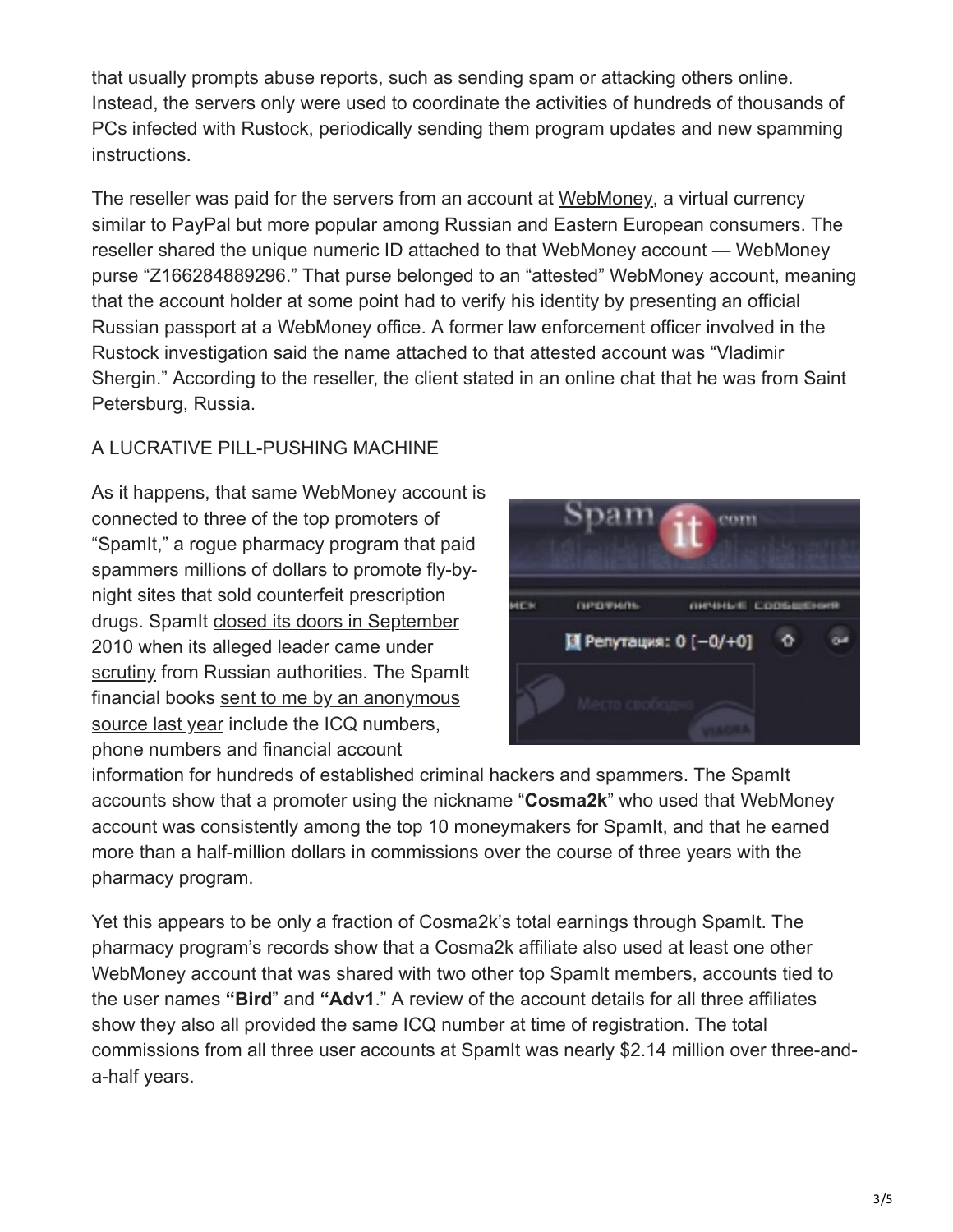that usually prompts abuse reports, such as sending spam or attacking others online. Instead, the servers only were used to coordinate the activities of hundreds of thousands of PCs infected with Rustock, periodically sending them program updates and new spamming instructions.

The reseller was paid for the servers from an account at WebMoney, a virtual currency similar to PayPal but more popular among Russian and Eastern European consumers. The reseller shared the unique numeric ID attached to that WebMoney account — WebMoney purse "Z166284889296." That purse belonged to an "attested" WebMoney account, meaning that the account holder at some point had to verify his identity by presenting an official Russian passport at a WebMoney office. A former law enforcement officer involved in the Rustock investigation said the name attached to that attested account was "Vladimir Shergin." According to the reseller, the client stated in an online chat that he was from Saint Petersburg, Russia.

A LUCRATIVE PILL-PUSHING MACHINE

As it happens, that same WebMoney account is connected to three of the top promoters of "SpamIt," a rogue pharmacy program that paid spammers millions of dollars to promote fly-by-night sites that sold counterfeit prescription drugs. SpamIt closed its doors in September 2010 when its alleged leader came under scrutiny from Russian authorities. The SpamIt financial books sent to me by an anonymous source last year include the ICQ numbers, phone numbers and financial account information for hundreds of established criminal hackers and spammers. The SpamIt accounts show that a promoter using the nickname "**Cosma2k**" who used that WebMoney account was consistently among the top 10 moneymakers for SpamIt, and that he earned more than a half-million dollars in commissions over the course of three years with the pharmacy program.

Yet this appears to be only a fraction of Cosma2k's total earnings through SpamIt. The pharmacy program's records show that a Cosma2k affiliate also used at least one other WebMoney account that was shared with two other top SpamIt members, accounts tied to the user names **"Bird**" and **"Adv1**." A review of the account details for all three affiliates show they also all provided the same ICQ number at time of registration. The total commissions from all three user accounts at SpamIt was nearly $2.14 million over three-and-a-half years.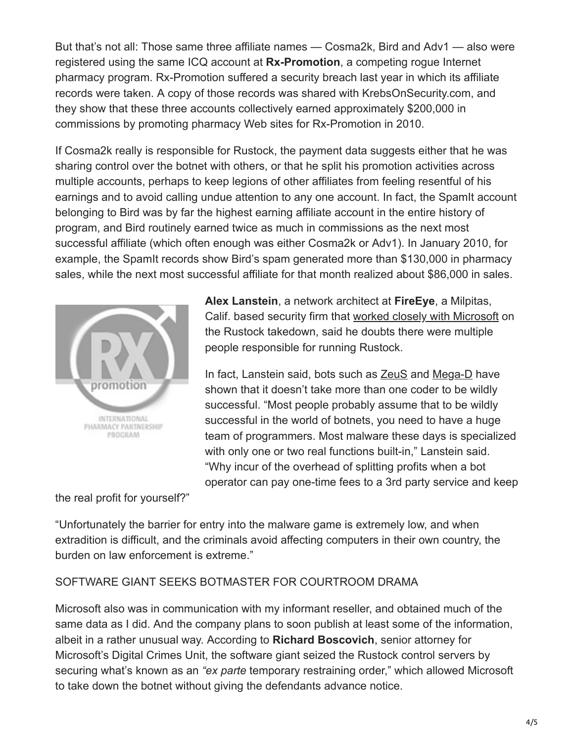But that's not all: Those same three affiliate names — Cosma2k, Bird and Adv1 — also were registered using the same ICQ account at **Rx-Promotion**, a competing rogue Internet pharmacy program. Rx-Promotion suffered a security breach last year in which its affiliate records were taken. A copy of those records was shared with KrebsOnSecurity.com, and they show that these three accounts collectively earned approximately $200,000 in commissions by promoting pharmacy Web sites for Rx-Promotion in 2010.

If Cosma2k really is responsible for Rustock, the payment data suggests either that he was sharing control over the botnet with others, or that he split his promotion activities across multiple accounts, perhaps to keep legions of other affiliates from feeling resentful of his earnings and to avoid calling undue attention to any one account. In fact, the SpamIt account belonging to Bird was by far the highest earning affiliate account in the entire history of program, and Bird routinely earned twice as much in commissions as the next most successful affiliate (which often enough was either Cosma2k or Adv1). In January 2010, for example, the SpamIt records show Bird's spam generated more than $130,000 in pharmacy sales, while the next most successful affiliate for that month realized about $86,000 in sales.

**Alex Lanstein**, a network architect at **FireEye**, a Milpitas, Calif. based security firm that worked closely with Microsoft on the Rustock takedown, said he doubts there were multiple people responsible for running Rustock.

In fact, Lanstein said, bots such as ZeuS and Mega-D have shown that it doesn't take more than one coder to be wildly successful. "Most people probably assume that to be wildly successful in the world of botnets, you need to have a huge team of programmers. Most malware these days is specialized with only one or two real functions built-in," Lanstein said. "Why incur of the overhead of splitting profits when a bot operator can pay one-time fees to a 3rd party service and keep the real profit for yourself?"

"Unfortunately the barrier for entry into the malware game is extremely low, and when extradition is difficult, and the criminals avoid affecting computers in their own country, the burden on law enforcement is extreme."

SOFTWARE GIANT SEEKS BOTMASTER FOR COURTROOM DRAMA

Microsoft also was in communication with my informant reseller, and obtained much of the same data as I did. And the company plans to soon publish at least some of the information, albeit in a rather unusual way. According to **Richard Boscovich**, senior attorney for Microsoft's Digital Crimes Unit, the software giant seized the Rustock control servers by securing what's known as an *"ex parte* temporary restraining order," which allowed Microsoft to take down the botnet without giving the defendants advance notice.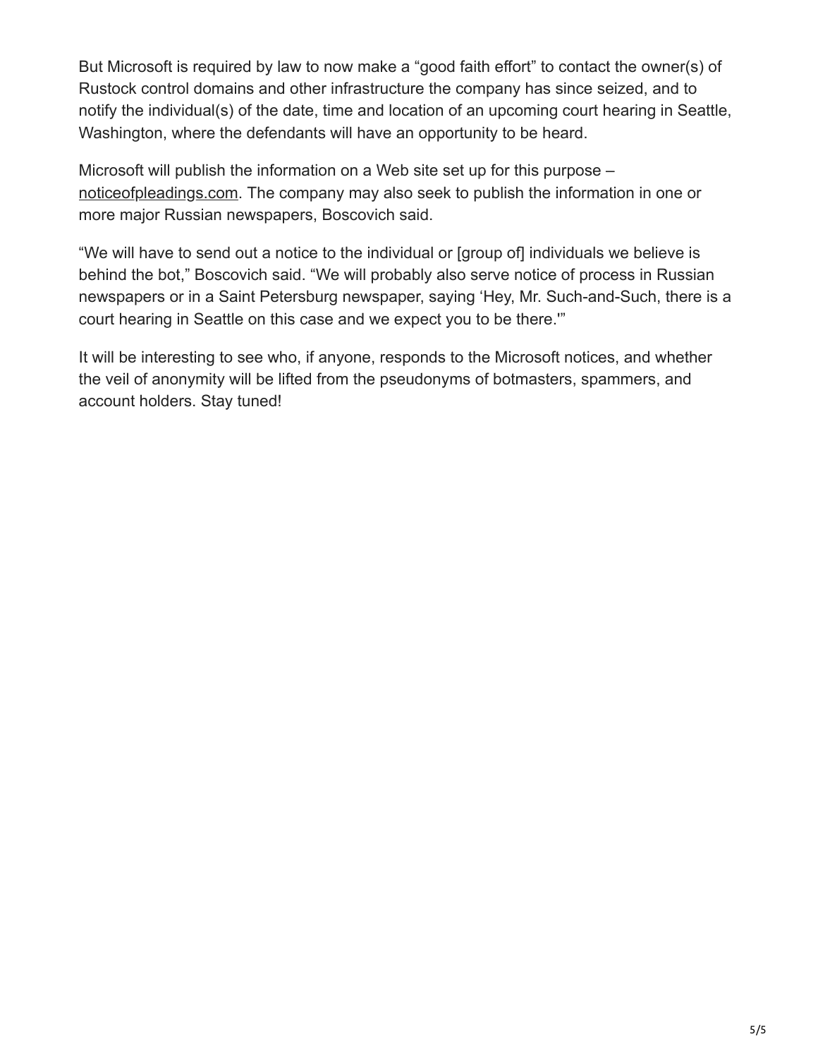But Microsoft is required by law to now make a “good faith effort” to contact the owner(s) of Rustock control domains and other infrastructure the company has since seized, and to notify the individual(s) of the date, time and location of an upcoming court hearing in Seattle, Washington, where the defendants will have an opportunity to be heard.

Microsoft will publish the information on a Web site set up for this purpose – noticeofpleadings.com. The company may also seek to publish the information in one or more major Russian newspapers, Boscovich said.

“We will have to send out a notice to the individual or [group of] individuals we believe is behind the bot,” Boscovich said. “We will probably also serve notice of process in Russian newspapers or in a Saint Petersburg newspaper, saying ‘Hey, Mr. Such-and-Such, there is a court hearing in Seattle on this case and we expect you to be there.'”

It will be interesting to see who, if anyone, responds to the Microsoft notices, and whether the veil of anonymity will be lifted from the pseudonyms of botmasters, spammers, and account holders. Stay tuned!